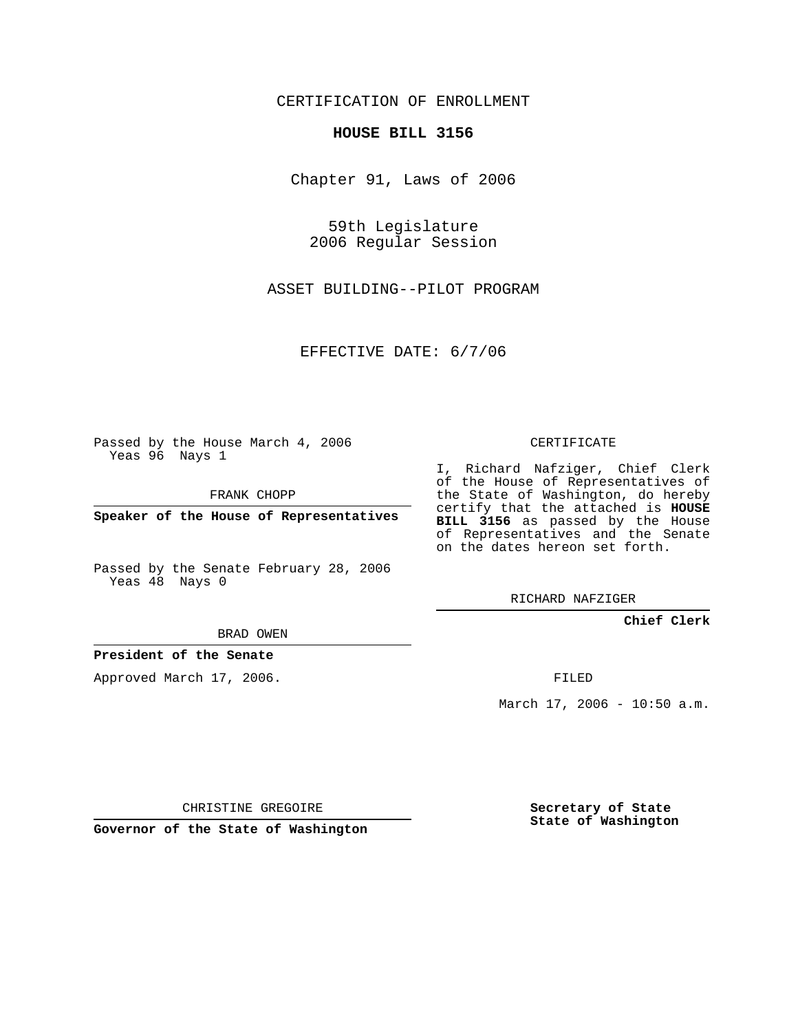CERTIFICATION OF ENROLLMENT

**HOUSE BILL 3156**

Chapter 91, Laws of 2006

59th Legislature
2006 Regular Session

ASSET BUILDING--PILOT PROGRAM

EFFECTIVE DATE: 6/7/06

Passed by the House March 4, 2006
Yeas 96 Nays 1

FRANK CHOPP

**Speaker of the House of Representatives**

Passed by the Senate February 28, 2006
Yeas 48 Nays 0

BRAD OWEN

**President of the Senate**

Approved March 17, 2006.

CHRISTINE GREGOIRE

**Governor of the State of Washington**

CERTIFICATE

I, Richard Nafziger, Chief Clerk of the House of Representatives of the State of Washington, do hereby certify that the attached is **HOUSE BILL 3156** as passed by the House of Representatives and the Senate on the dates hereon set forth.

RICHARD NAFZIGER

**Chief Clerk**

FILED

March 17, 2006 - 10:50 a.m.

**Secretary of State**
**State of Washington**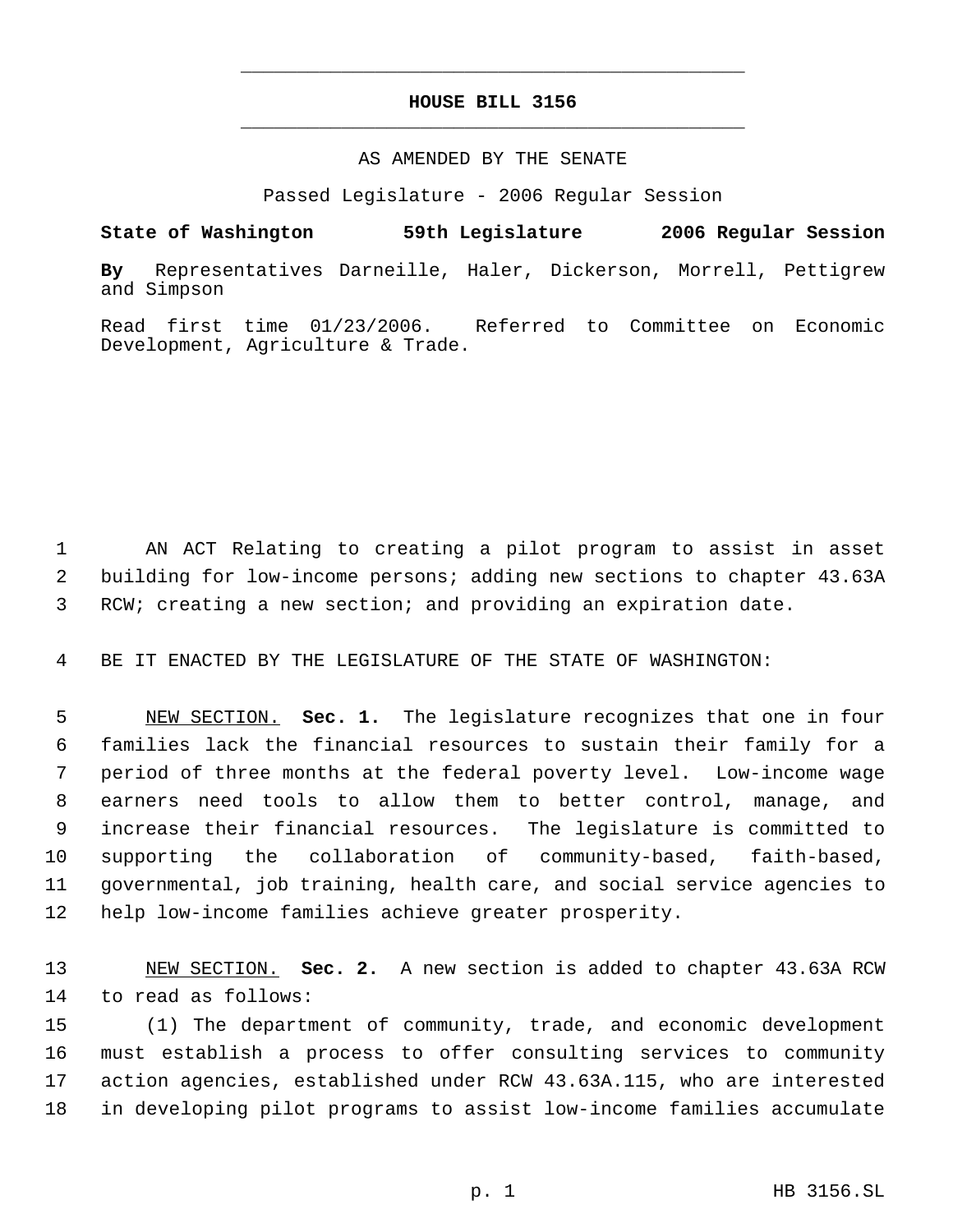# HOUSE BILL 3156

AS AMENDED BY THE SENATE

Passed Legislature - 2006 Regular Session

**State of Washington 59th Legislature 2006 Regular Session**

**By** Representatives Darneille, Haler, Dickerson, Morrell, Pettigrew and Simpson

Read first time 01/23/2006. Referred to Committee on Economic Development, Agriculture & Trade.

AN ACT Relating to creating a pilot program to assist in asset building for low-income persons; adding new sections to chapter 43.63A RCW; creating a new section; and providing an expiration date.

BE IT ENACTED BY THE LEGISLATURE OF THE STATE OF WASHINGTON:

NEW SECTION. **Sec. 1.** The legislature recognizes that one in four families lack the financial resources to sustain their family for a period of three months at the federal poverty level. Low-income wage earners need tools to allow them to better control, manage, and increase their financial resources. The legislature is committed to supporting the collaboration of community-based, faith-based, governmental, job training, health care, and social service agencies to help low-income families achieve greater prosperity.

NEW SECTION. **Sec. 2.** A new section is added to chapter 43.63A RCW to read as follows:

(1) The department of community, trade, and economic development must establish a process to offer consulting services to community action agencies, established under RCW 43.63A.115, who are interested in developing pilot programs to assist low-income families accumulate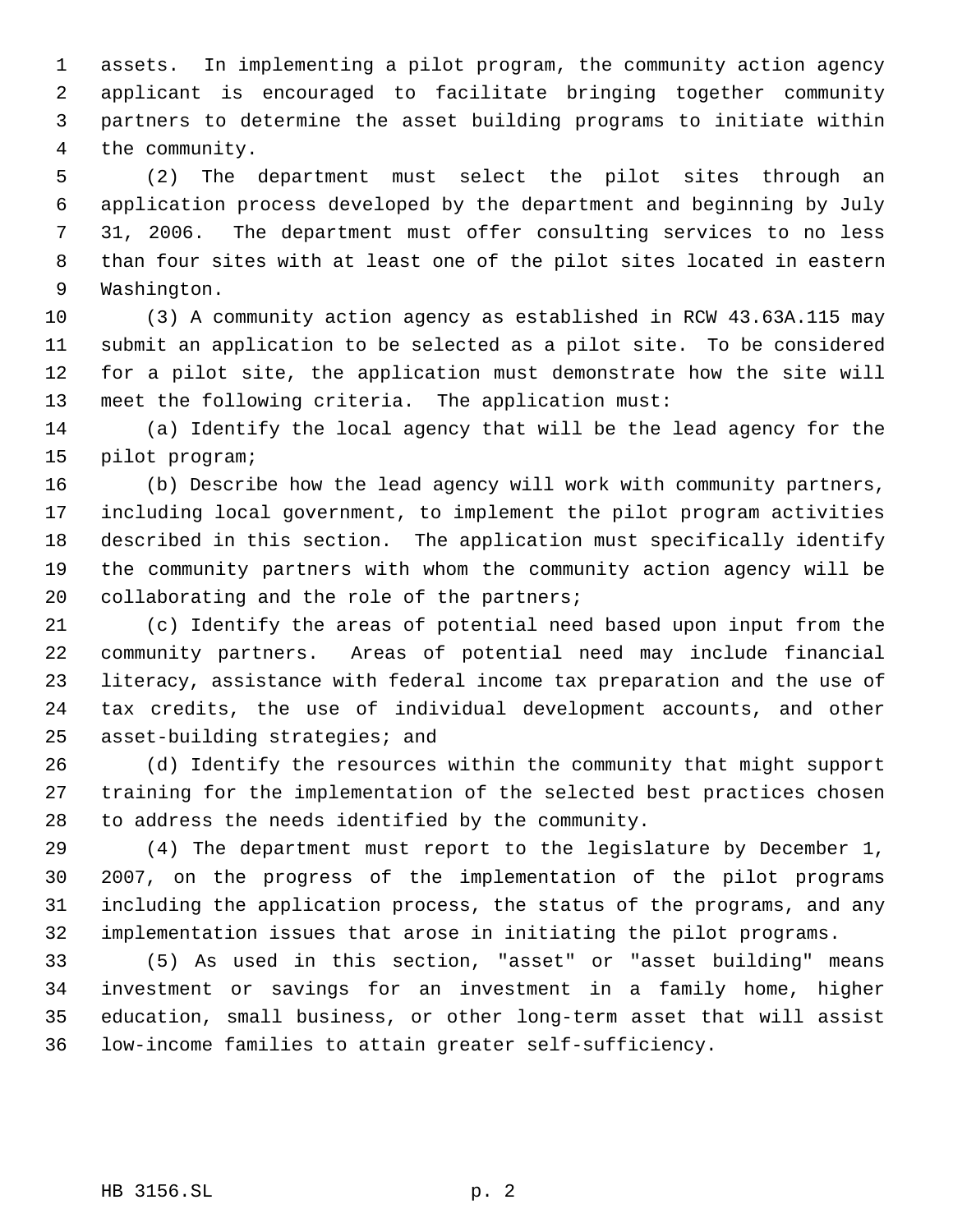assets. In implementing a pilot program, the community action agency applicant is encouraged to facilitate bringing together community partners to determine the asset building programs to initiate within the community.

(2) The department must select the pilot sites through an application process developed by the department and beginning by July 31, 2006. The department must offer consulting services to no less than four sites with at least one of the pilot sites located in eastern Washington.

(3) A community action agency as established in RCW 43.63A.115 may submit an application to be selected as a pilot site. To be considered for a pilot site, the application must demonstrate how the site will meet the following criteria. The application must:

(a) Identify the local agency that will be the lead agency for the pilot program;

(b) Describe how the lead agency will work with community partners, including local government, to implement the pilot program activities described in this section. The application must specifically identify the community partners with whom the community action agency will be collaborating and the role of the partners;

(c) Identify the areas of potential need based upon input from the community partners. Areas of potential need may include financial literacy, assistance with federal income tax preparation and the use of tax credits, the use of individual development accounts, and other asset-building strategies; and

(d) Identify the resources within the community that might support training for the implementation of the selected best practices chosen to address the needs identified by the community.

(4) The department must report to the legislature by December 1, 2007, on the progress of the implementation of the pilot programs including the application process, the status of the programs, and any implementation issues that arose in initiating the pilot programs.

(5) As used in this section, "asset" or "asset building" means investment or savings for an investment in a family home, higher education, small business, or other long-term asset that will assist low-income families to attain greater self-sufficiency.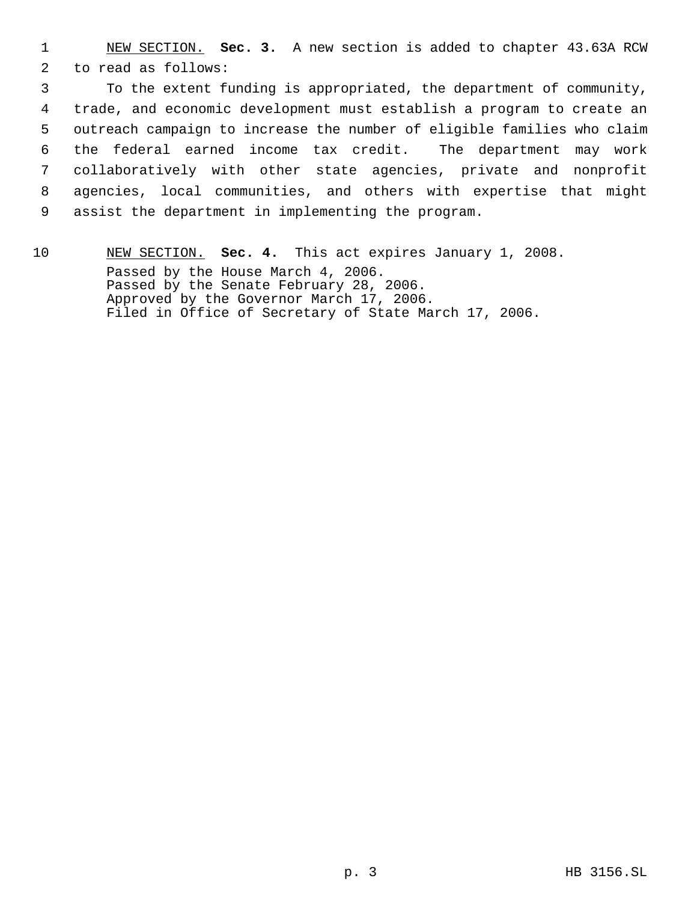NEW SECTION. **Sec. 3.** A new section is added to chapter 43.63A RCW to read as follows:

To the extent funding is appropriated, the department of community, trade, and economic development must establish a program to create an outreach campaign to increase the number of eligible families who claim the federal earned income tax credit. The department may work collaboratively with other state agencies, private and nonprofit agencies, local communities, and others with expertise that might assist the department in implementing the program.

NEW SECTION. **Sec. 4.** This act expires January 1, 2008.

Passed by the House March 4, 2006.
Passed by the Senate February 28, 2006.
Approved by the Governor March 17, 2006.
Filed in Office of Secretary of State March 17, 2006.